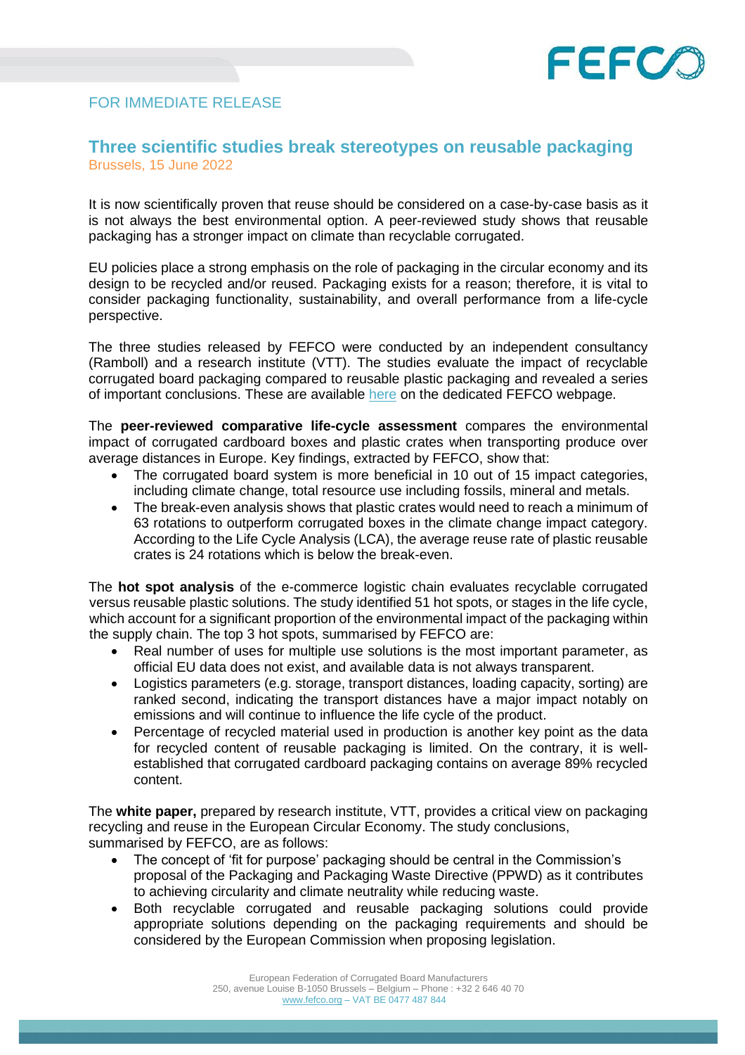FOR IMMEDIATE RELEASE

# Three scientific studies break stereotypes on reusable packaging

Brussels, 15 June 2022

It is now scientifically proven that reuse should be considered on a case-by-case basis as it is not always the best environmental option. A peer-reviewed study shows that reusable packaging has a stronger impact on climate than recyclable corrugated.

EU policies place a strong emphasis on the role of packaging in the circular economy and its design to be recycled and/or reused. Packaging exists for a reason; therefore, it is vital to consider packaging functionality, sustainability, and overall performance from a life-cycle perspective.

The three studies released by FEFCO were conducted by an independent consultancy (Ramboll) and a research institute (VTT). The studies evaluate the impact of recyclable corrugated board packaging compared to reusable plastic packaging and revealed a series of important conclusions. These are available here on the dedicated FEFCO webpage.

The **peer-reviewed comparative life-cycle assessment** compares the environmental impact of corrugated cardboard boxes and plastic crates when transporting produce over average distances in Europe. Key findings, extracted by FEFCO, show that:

- The corrugated board system is more beneficial in 10 out of 15 impact categories, including climate change, total resource use including fossils, mineral and metals.
- The break-even analysis shows that plastic crates would need to reach a minimum of 63 rotations to outperform corrugated boxes in the climate change impact category. According to the Life Cycle Analysis (LCA), the average reuse rate of plastic reusable crates is 24 rotations which is below the break-even.

The **hot spot analysis** of the e-commerce logistic chain evaluates recyclable corrugated versus reusable plastic solutions. The study identified 51 hot spots, or stages in the life cycle, which account for a significant proportion of the environmental impact of the packaging within the supply chain. The top 3 hot spots, summarised by FEFCO are:

- Real number of uses for multiple use solutions is the most important parameter, as official EU data does not exist, and available data is not always transparent.
- Logistics parameters (e.g. storage, transport distances, loading capacity, sorting) are ranked second, indicating the transport distances have a major impact notably on emissions and will continue to influence the life cycle of the product.
- Percentage of recycled material used in production is another key point as the data for recycled content of reusable packaging is limited. On the contrary, it is well-established that corrugated cardboard packaging contains on average 89% recycled content.

The **white paper,** prepared by research institute, VTT, provides a critical view on packaging recycling and reuse in the European Circular Economy. The study conclusions, summarised by FEFCO, are as follows:

- The concept of 'fit for purpose' packaging should be central in the Commission's proposal of the Packaging and Packaging Waste Directive (PPWD) as it contributes to achieving circularity and climate neutrality while reducing waste.
- Both recyclable corrugated and reusable packaging solutions could provide appropriate solutions depending on the packaging requirements and should be considered by the European Commission when proposing legislation.

European Federation of Corrugated Board Manufacturers
250, avenue Louise B-1050 Brussels – Belgium – Phone : +32 2 646 40 70
www.fefco.org – VAT BE 0477 487 844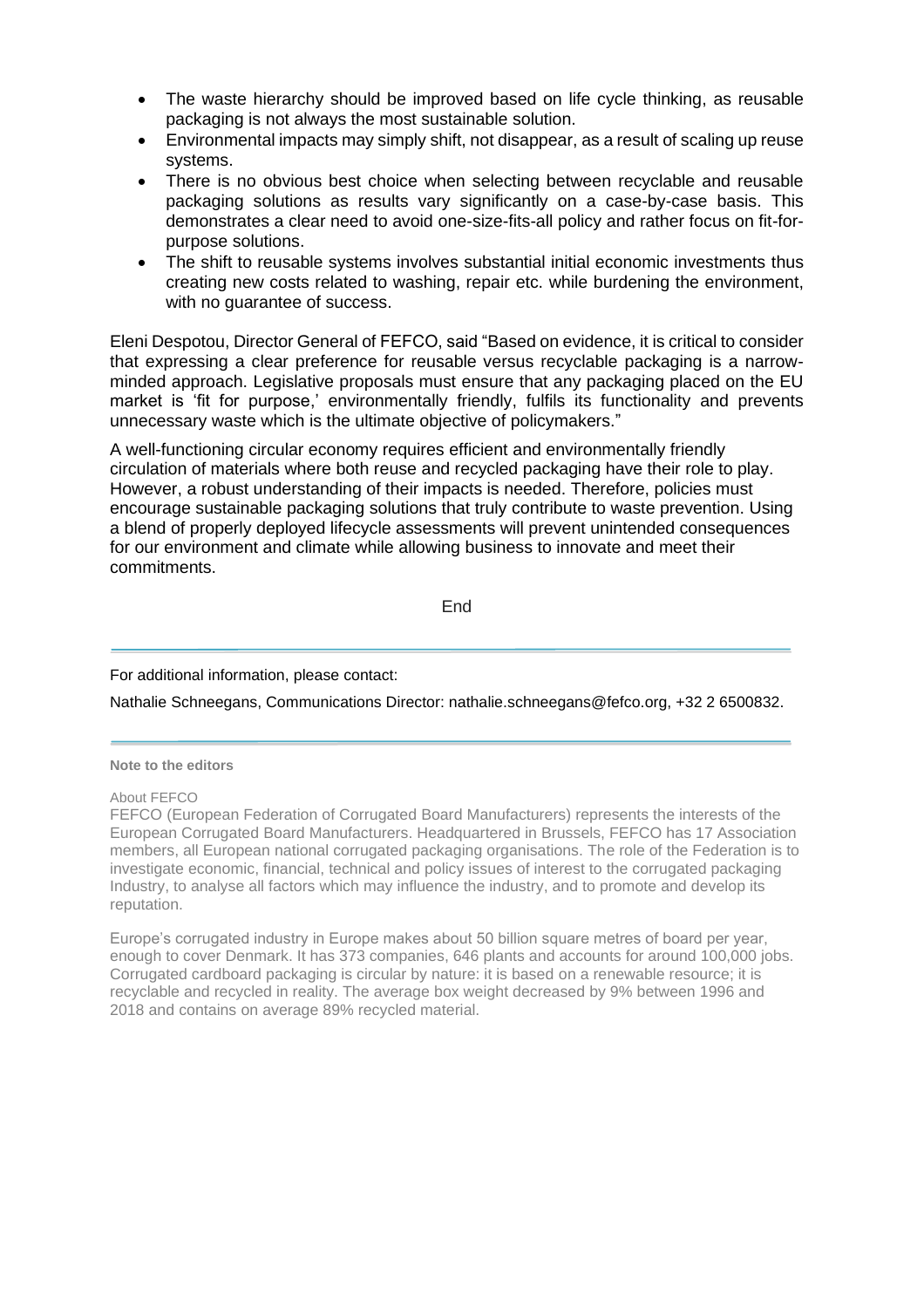- The waste hierarchy should be improved based on life cycle thinking, as reusable packaging is not always the most sustainable solution.
- Environmental impacts may simply shift, not disappear, as a result of scaling up reuse systems.
- There is no obvious best choice when selecting between recyclable and reusable packaging solutions as results vary significantly on a case-by-case basis. This demonstrates a clear need to avoid one-size-fits-all policy and rather focus on fit-for-purpose solutions.
- The shift to reusable systems involves substantial initial economic investments thus creating new costs related to washing, repair etc. while burdening the environment, with no guarantee of success.

Eleni Despotou, Director General of FEFCO, said "Based on evidence, it is critical to consider that expressing a clear preference for reusable versus recyclable packaging is a narrow-minded approach. Legislative proposals must ensure that any packaging placed on the EU market is 'fit for purpose,' environmentally friendly, fulfils its functionality and prevents unnecessary waste which is the ultimate objective of policymakers."

A well-functioning circular economy requires efficient and environmentally friendly circulation of materials where both reuse and recycled packaging have their role to play. However, a robust understanding of their impacts is needed. Therefore, policies must encourage sustainable packaging solutions that truly contribute to waste prevention. Using a blend of properly deployed lifecycle assessments will prevent unintended consequences for our environment and climate while allowing business to innovate and meet their commitments.

End

---

For additional information, please contact:

Nathalie Schneegans, Communications Director: nathalie.schneegans@fefco.org, +32 2 6500832.

---

**Note to the editors**

About FEFCO

FEFCO (European Federation of Corrugated Board Manufacturers) represents the interests of the European Corrugated Board Manufacturers. Headquartered in Brussels, FEFCO has 17 Association members, all European national corrugated packaging organisations. The role of the Federation is to investigate economic, financial, technical and policy issues of interest to the corrugated packaging Industry, to analyse all factors which may influence the industry, and to promote and develop its reputation.

Europe's corrugated industry in Europe makes about 50 billion square metres of board per year, enough to cover Denmark. It has 373 companies, 646 plants and accounts for around 100,000 jobs. Corrugated cardboard packaging is circular by nature: it is based on a renewable resource; it is recyclable and recycled in reality. The average box weight decreased by 9% between 1996 and 2018 and contains on average 89% recycled material.